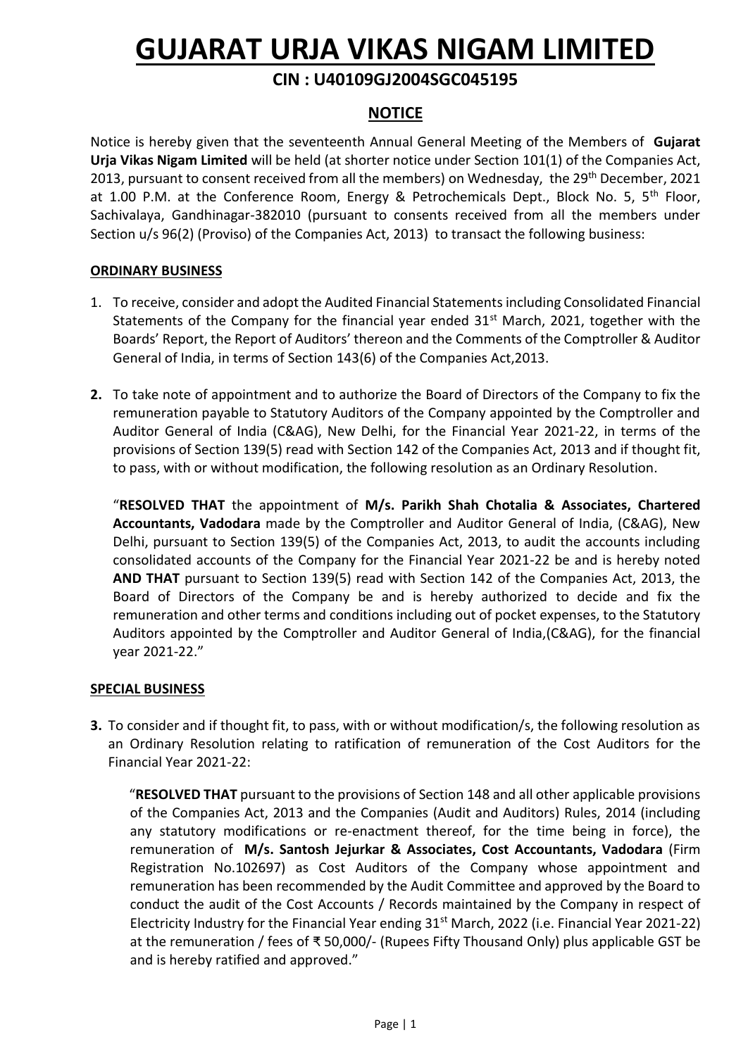# GUJARAT URJA VIKAS NIGAM LIMITED

## CIN : U40109GJ2004SGC045195

## NOTICE

Notice is hereby given that the seventeenth Annual General Meeting of the Members of **Gujarat Urja Vikas Nigam Limited** will be held (at shorter notice under Section 101(1) of the Companies Act, 2013, pursuant to consent received from all the members) on Wednesday, the 29th December, 2021 at 1.00 P.M. at the Conference Room, Energy & Petrochemicals Dept., Block No. 5, 5th Floor, Sachivalaya, Gandhinagar-382010 (pursuant to consents received from all the members under Section u/s 96(2) (Proviso) of the Companies Act, 2013) to transact the following business:

### ORDINARY BUSINESS

1. To receive, consider and adopt the Audited Financial Statements including Consolidated Financial Statements of the Company for the financial year ended 31st March, 2021, together with the Boards' Report, the Report of Auditors' thereon and the Comments of the Comptroller & Auditor General of India, in terms of Section 143(6) of the Companies Act,2013.

2. To take note of appointment and to authorize the Board of Directors of the Company to fix the remuneration payable to Statutory Auditors of the Company appointed by the Comptroller and Auditor General of India (C&AG), New Delhi, for the Financial Year 2021-22, in terms of the provisions of Section 139(5) read with Section 142 of the Companies Act, 2013 and if thought fit, to pass, with or without modification, the following resolution as an Ordinary Resolution.

   "**RESOLVED THAT** the appointment of **M/s. Parikh Shah Chotalia & Associates, Chartered Accountants, Vadodara** made by the Comptroller and Auditor General of India, (C&AG), New Delhi, pursuant to Section 139(5) of the Companies Act, 2013, to audit the accounts including consolidated accounts of the Company for the Financial Year 2021-22 be and is hereby noted **AND THAT** pursuant to Section 139(5) read with Section 142 of the Companies Act, 2013, the Board of Directors of the Company be and is hereby authorized to decide and fix the remuneration and other terms and conditions including out of pocket expenses, to the Statutory Auditors appointed by the Comptroller and Auditor General of India,(C&AG), for the financial year 2021-22."

### SPECIAL BUSINESS

3. To consider and if thought fit, to pass, with or without modification/s, the following resolution as an Ordinary Resolution relating to ratification of remuneration of the Cost Auditors for the Financial Year 2021-22:

   "**RESOLVED THAT** pursuant to the provisions of Section 148 and all other applicable provisions of the Companies Act, 2013 and the Companies (Audit and Auditors) Rules, 2014 (including any statutory modifications or re-enactment thereof, for the time being in force), the remuneration of **M/s. Santosh Jejurkar & Associates, Cost Accountants, Vadodara** (Firm Registration No.102697) as Cost Auditors of the Company whose appointment and remuneration has been recommended by the Audit Committee and approved by the Board to conduct the audit of the Cost Accounts / Records maintained by the Company in respect of Electricity Industry for the Financial Year ending 31st March, 2022 (i.e. Financial Year 2021-22) at the remuneration / fees of ₹ 50,000/- (Rupees Fifty Thousand Only) plus applicable GST be and is hereby ratified and approved."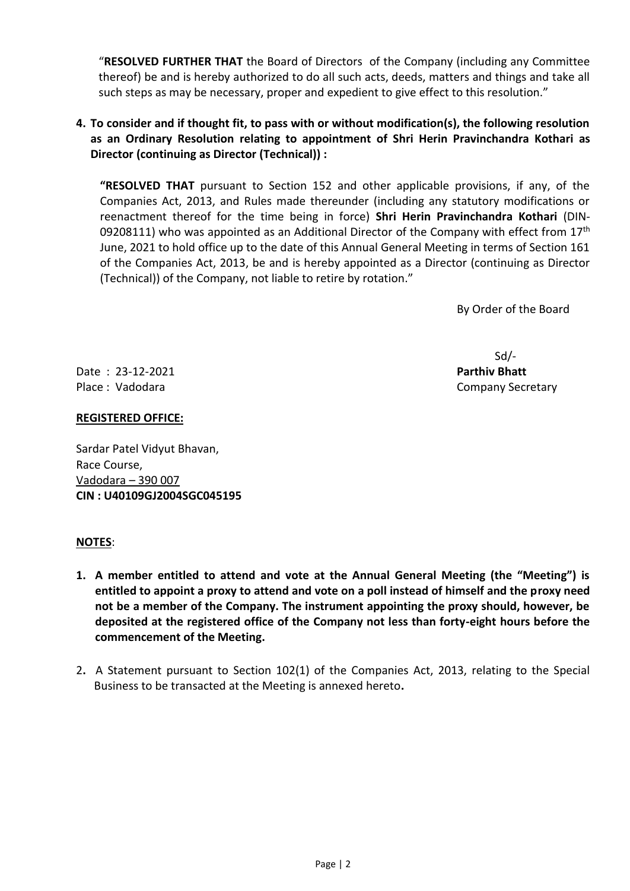"**RESOLVED FURTHER THAT** the Board of Directors of the Company (including any Committee thereof) be and is hereby authorized to do all such acts, deeds, matters and things and take all such steps as may be necessary, proper and expedient to give effect to this resolution."

**4. To consider and if thought fit, to pass with or without modification(s), the following resolution as an Ordinary Resolution relating to appointment of Shri Herin Pravinchandra Kothari as Director (continuing as Director (Technical)) :**

**"RESOLVED THAT** pursuant to Section 152 and other applicable provisions, if any, of the Companies Act, 2013, and Rules made thereunder (including any statutory modifications or reenactment thereof for the time being in force) **Shri Herin Pravinchandra Kothari** (DIN-09208111) who was appointed as an Additional Director of the Company with effect from 17th June, 2021 to hold office up to the date of this Annual General Meeting in terms of Section 161 of the Companies Act, 2013, be and is hereby appointed as a Director (continuing as Director (Technical)) of the Company, not liable to retire by rotation."

By Order of the Board

Sd/-
**Parthiv Bhatt**
Company Secretary

Date : 23-12-2021
Place : Vadodara

**REGISTERED OFFICE:**

Sardar Patel Vidyut Bhavan,
Race Course,
Vadodara – 390 007
**CIN : U40109GJ2004SGC045195**

**NOTES**:

1. **A member entitled to attend and vote at the Annual General Meeting (the "Meeting") is entitled to appoint a proxy to attend and vote on a poll instead of himself and the proxy need not be a member of the Company. The instrument appointing the proxy should, however, be deposited at the registered office of the Company not less than forty-eight hours before the commencement of the Meeting.**

2. A Statement pursuant to Section 102(1) of the Companies Act, 2013, relating to the Special Business to be transacted at the Meeting is annexed hereto.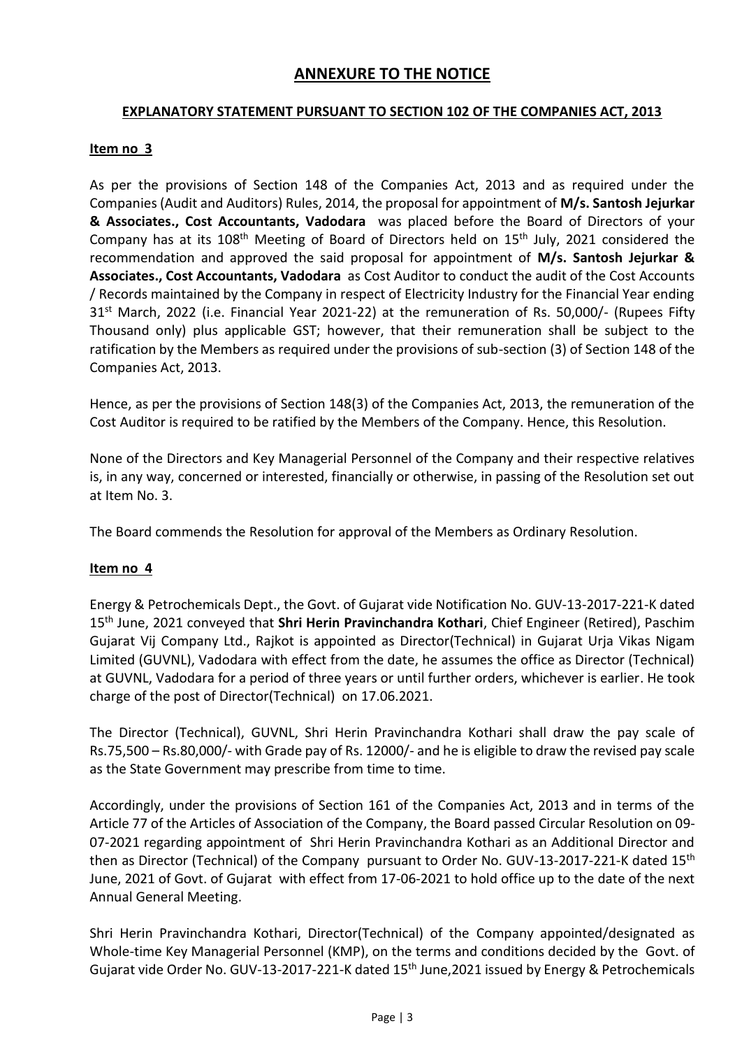# **ANNEXURE TO THE NOTICE**

## **EXPLANATORY STATEMENT PURSUANT TO SECTION 102 OF THE COMPANIES ACT, 2013**

### **Item no 3**

As per the provisions of Section 148 of the Companies Act, 2013 and as required under the Companies (Audit and Auditors) Rules, 2014, the proposal for appointment of **M/s. Santosh Jejurkar & Associates., Cost Accountants, Vadodara** was placed before the Board of Directors of your Company has at its 108th Meeting of Board of Directors held on 15th July, 2021 considered the recommendation and approved the said proposal for appointment of **M/s. Santosh Jejurkar & Associates., Cost Accountants, Vadodara** as Cost Auditor to conduct the audit of the Cost Accounts / Records maintained by the Company in respect of Electricity Industry for the Financial Year ending 31st March, 2022 (i.e. Financial Year 2021-22) at the remuneration of Rs. 50,000/- (Rupees Fifty Thousand only) plus applicable GST; however, that their remuneration shall be subject to the ratification by the Members as required under the provisions of sub-section (3) of Section 148 of the Companies Act, 2013.

Hence, as per the provisions of Section 148(3) of the Companies Act, 2013, the remuneration of the Cost Auditor is required to be ratified by the Members of the Company. Hence, this Resolution.

None of the Directors and Key Managerial Personnel of the Company and their respective relatives is, in any way, concerned or interested, financially or otherwise, in passing of the Resolution set out at Item No. 3.

The Board commends the Resolution for approval of the Members as Ordinary Resolution.

### **Item no 4**

Energy & Petrochemicals Dept., the Govt. of Gujarat vide Notification No. GUV-13-2017-221-K dated 15th June, 2021 conveyed that **Shri Herin Pravinchandra Kothari**, Chief Engineer (Retired), Paschim Gujarat Vij Company Ltd., Rajkot is appointed as Director(Technical) in Gujarat Urja Vikas Nigam Limited (GUVNL), Vadodara with effect from the date, he assumes the office as Director (Technical) at GUVNL, Vadodara for a period of three years or until further orders, whichever is earlier. He took charge of the post of Director(Technical) on 17.06.2021.

The Director (Technical), GUVNL, Shri Herin Pravinchandra Kothari shall draw the pay scale of Rs.75,500 – Rs.80,000/- with Grade pay of Rs. 12000/- and he is eligible to draw the revised pay scale as the State Government may prescribe from time to time.

Accordingly, under the provisions of Section 161 of the Companies Act, 2013 and in terms of the Article 77 of the Articles of Association of the Company, the Board passed Circular Resolution on 09-07-2021 regarding appointment of Shri Herin Pravinchandra Kothari as an Additional Director and then as Director (Technical) of the Company pursuant to Order No. GUV-13-2017-221-K dated 15th June, 2021 of Govt. of Gujarat with effect from 17-06-2021 to hold office up to the date of the next Annual General Meeting.

Shri Herin Pravinchandra Kothari, Director(Technical) of the Company appointed/designated as Whole-time Key Managerial Personnel (KMP), on the terms and conditions decided by the Govt. of Gujarat vide Order No. GUV-13-2017-221-K dated 15th June,2021 issued by Energy & Petrochemicals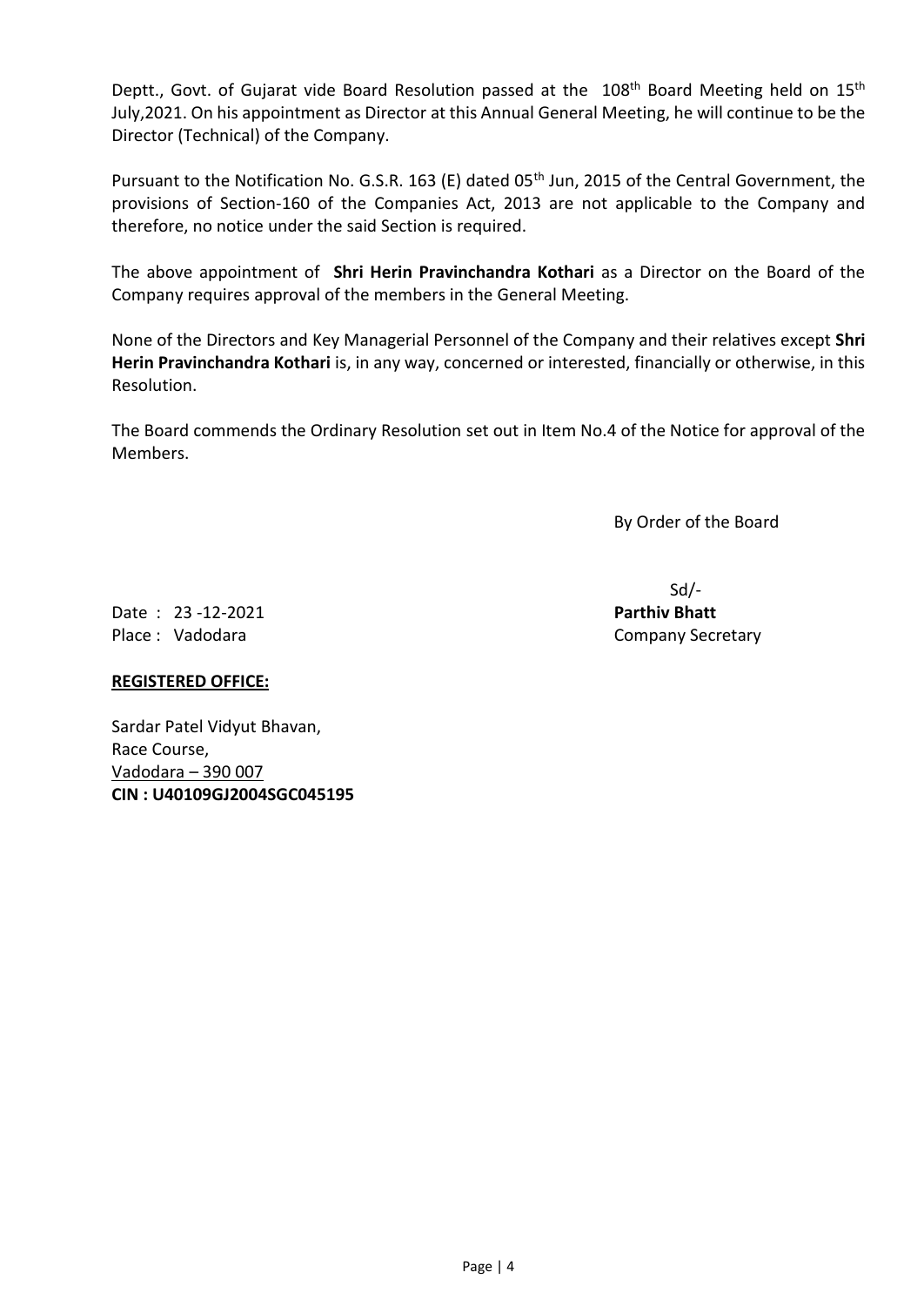Deptt., Govt. of Gujarat vide Board Resolution passed at the 108th Board Meeting held on 15th July,2021. On his appointment as Director at this Annual General Meeting, he will continue to be the Director (Technical) of the Company.

Pursuant to the Notification No. G.S.R. 163 (E) dated 05th Jun, 2015 of the Central Government, the provisions of Section-160 of the Companies Act, 2013 are not applicable to the Company and therefore, no notice under the said Section is required.

The above appointment of **Shri Herin Pravinchandra Kothari** as a Director on the Board of the Company requires approval of the members in the General Meeting.

None of the Directors and Key Managerial Personnel of the Company and their relatives except **Shri Herin Pravinchandra Kothari** is, in any way, concerned or interested, financially or otherwise, in this Resolution.

The Board commends the Ordinary Resolution set out in Item No.4 of the Notice for approval of the Members.

By Order of the Board

Sd/-

Date : 23 -12-2021 **Parthiv Bhatt**

Place : Vadodara Company Secretary

**REGISTERED OFFICE:**

Sardar Patel Vidyut Bhavan,
Race Course,
Vadodara – 390 007
**CIN : U40109GJ2004SGC045195**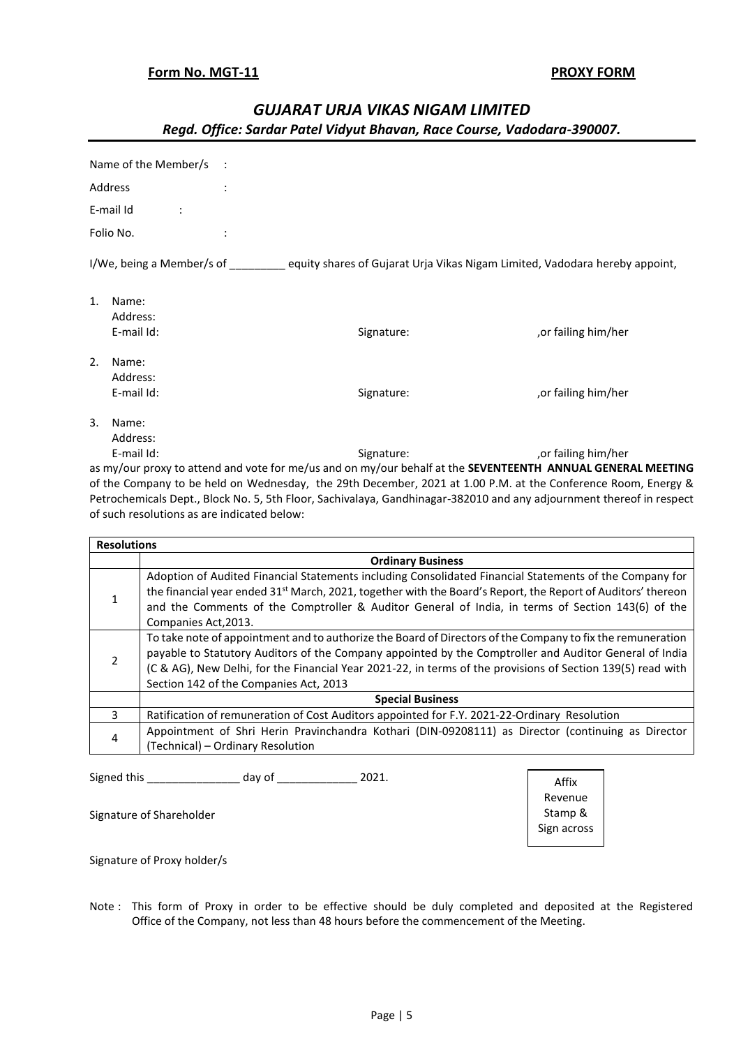**Form No. MGT-11** **PROXY FORM**

# *GUJARAT URJA VIKAS NIGAM LIMITED*

## *Regd. Office: Sardar Patel Vidyut Bhavan, Race Course, Vadodara-390007.*

Name of the Member/s :

Address :

E-mail Id :

Folio No. :

I/We, being a Member/s of _________ equity shares of Gujarat Urja Vikas Nigam Limited, Vadodara hereby appoint,

1. Name:
   Address:
   E-mail Id: Signature: ,or failing him/her

2. Name:
   Address:
   E-mail Id: Signature: ,or failing him/her

3. Name:
   Address:
   E-mail Id: Signature: ,or failing him/her

as my/our proxy to attend and vote for me/us and on my/our behalf at the **SEVENTEENTH ANNUAL GENERAL MEETING** of the Company to be held on Wednesday, the 29th December, 2021 at 1.00 P.M. at the Conference Room, Energy & Petrochemicals Dept., Block No. 5, 5th Floor, Sachivalaya, Gandhinagar-382010 and any adjournment thereof in respect of such resolutions as are indicated below:

| **Resolutions** | |
|---|---|
| | **Ordinary Business** |
| 1 | Adoption of Audited Financial Statements including Consolidated Financial Statements of the Company for the financial year ended 31st March, 2021, together with the Board's Report, the Report of Auditors' thereon and the Comments of the Comptroller & Auditor General of India, in terms of Section 143(6) of the Companies Act,2013. |
| 2 | To take note of appointment and to authorize the Board of Directors of the Company to fix the remuneration payable to Statutory Auditors of the Company appointed by the Comptroller and Auditor General of India (C & AG), New Delhi, for the Financial Year 2021-22, in terms of the provisions of Section 139(5) read with Section 142 of the Companies Act, 2013 |
| | **Special Business** |
| 3 | Ratification of remuneration of Cost Auditors appointed for F.Y. 2021-22-Ordinary Resolution |
| 4 | Appointment of Shri Herin Pravinchandra Kothari (DIN-09208111) as Director (continuing as Director (Technical) – Ordinary Resolution |

Signed this _______________ day of _____________ 2021.

Signature of Shareholder

Affix Revenue Stamp & Sign across

Signature of Proxy holder/s

Note : This form of Proxy in order to be effective should be duly completed and deposited at the Registered Office of the Company, not less than 48 hours before the commencement of the Meeting.